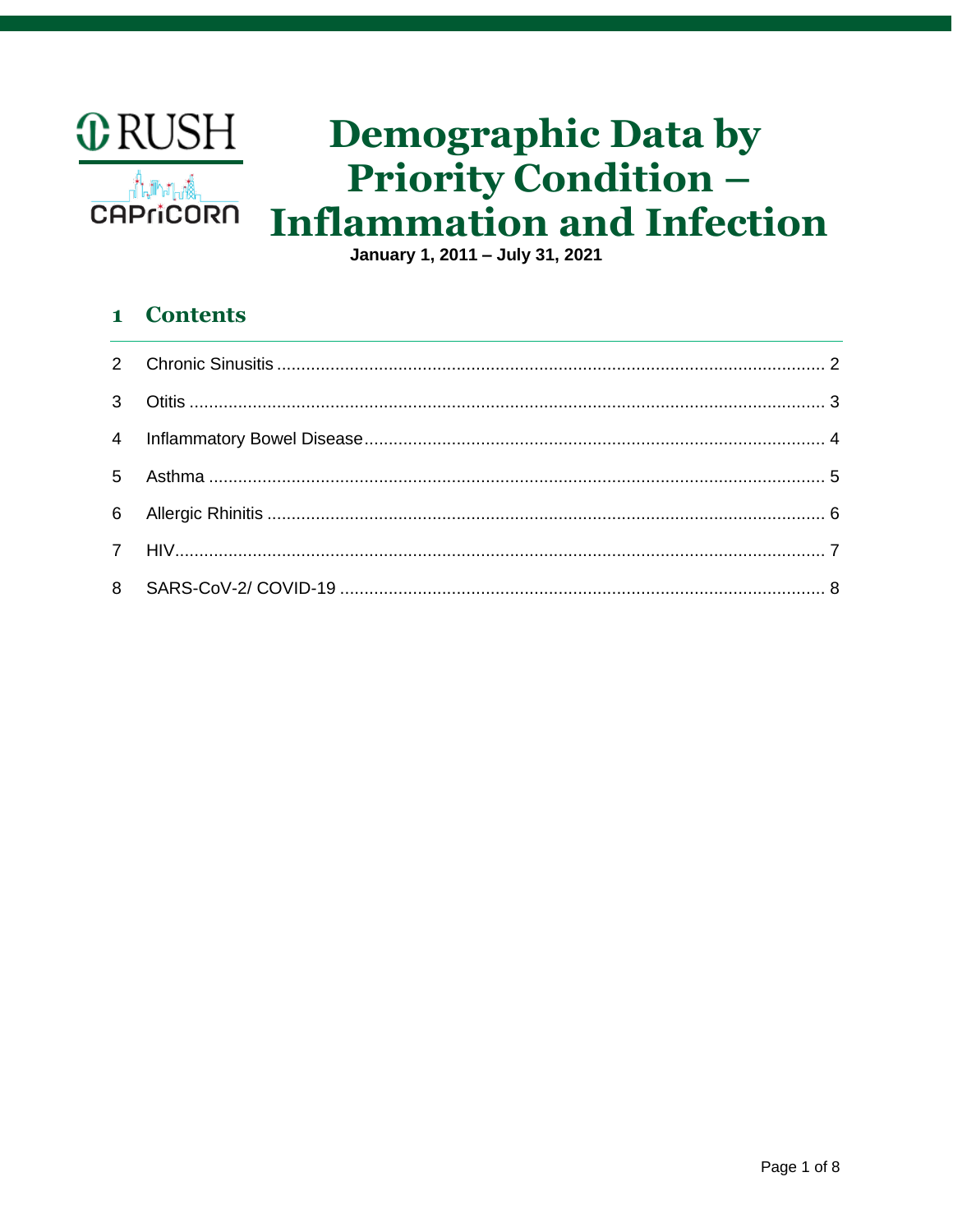RUSH

CAPriCORN

# Demographic Data by Priority Condition – Inflammation and Infection

**January 1, 2011 – July 31, 2021**

## 1 Contents

2 Chronic Sinusitis ........ 2

3 Otitis ........ 3

4 Inflammatory Bowel Disease ........ 4

5 Asthma ........ 5

6 Allergic Rhinitis ........ 6

7 HIV ........ 7

8 SARS-CoV-2/ COVID-19 ........ 8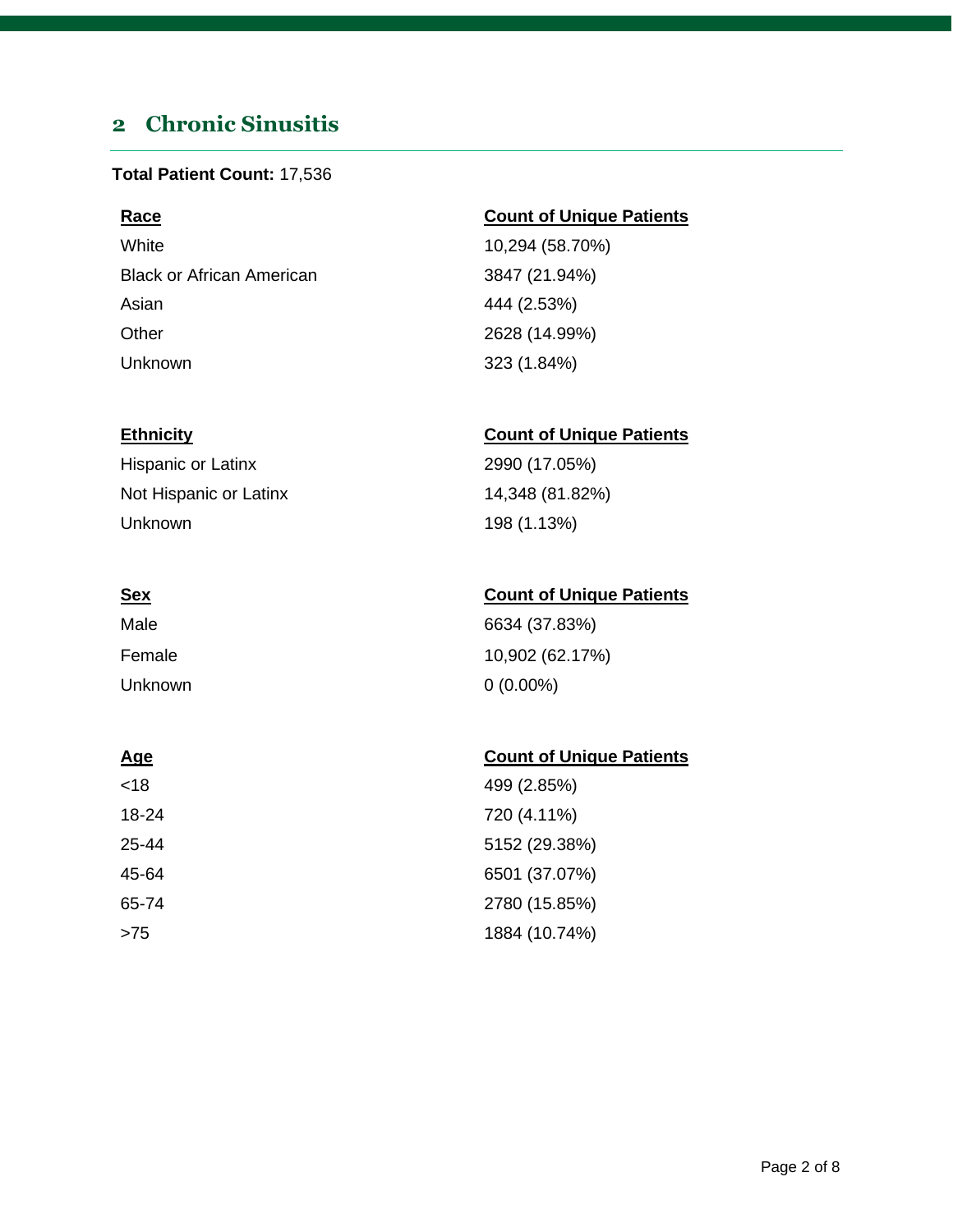## 2 Chronic Sinusitis

**Total Patient Count:** 17,536

| **Race** | **Count of Unique Patients** |
| --- | --- |
| White | 10,294 (58.70%) |
| Black or African American | 3847 (21.94%) |
| Asian | 444 (2.53%) |
| Other | 2628 (14.99%) |
| Unknown | 323 (1.84%) |

| **Ethnicity** | **Count of Unique Patients** |
| --- | --- |
| Hispanic or Latinx | 2990 (17.05%) |
| Not Hispanic or Latinx | 14,348 (81.82%) |
| Unknown | 198 (1.13%) |

| **Sex** | **Count of Unique Patients** |
| --- | --- |
| Male | 6634 (37.83%) |
| Female | 10,902 (62.17%) |
| Unknown | 0 (0.00%) |

| **Age** | **Count of Unique Patients** |
| --- | --- |
| <18 | 499 (2.85%) |
| 18-24 | 720 (4.11%) |
| 25-44 | 5152 (29.38%) |
| 45-64 | 6501 (37.07%) |
| 65-74 | 2780 (15.85%) |
| >75 | 1884 (10.74%) |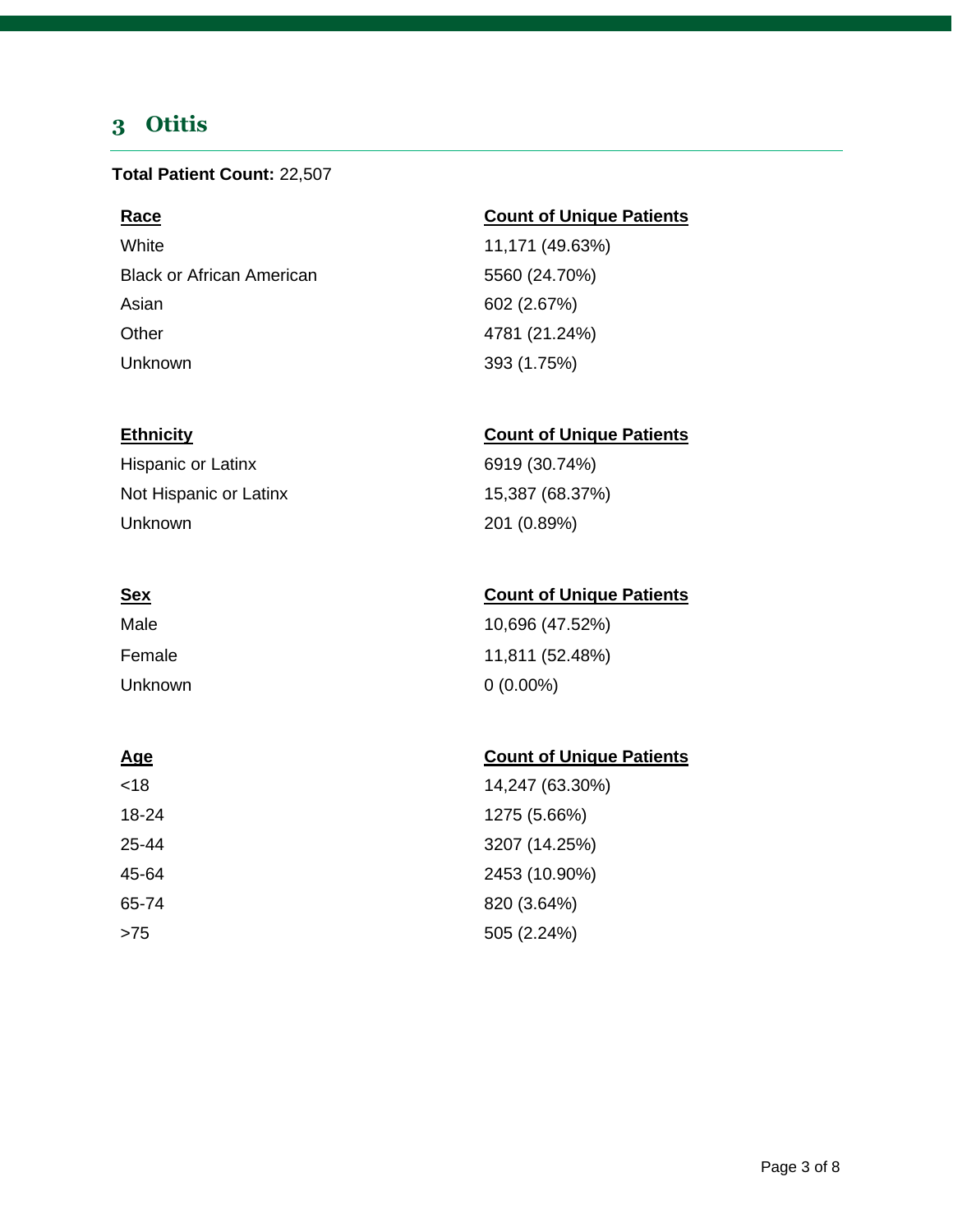## 3 Otitis

**Total Patient Count:** 22,507

| Race | Count of Unique Patients |
| --- | --- |
| White | 11,171 (49.63%) |
| Black or African American | 5560 (24.70%) |
| Asian | 602 (2.67%) |
| Other | 4781 (21.24%) |
| Unknown | 393 (1.75%) |

| Ethnicity | Count of Unique Patients |
| --- | --- |
| Hispanic or Latinx | 6919 (30.74%) |
| Not Hispanic or Latinx | 15,387 (68.37%) |
| Unknown | 201 (0.89%) |

| Sex | Count of Unique Patients |
| --- | --- |
| Male | 10,696 (47.52%) |
| Female | 11,811 (52.48%) |
| Unknown | 0 (0.00%) |

| Age | Count of Unique Patients |
| --- | --- |
| <18 | 14,247 (63.30%) |
| 18-24 | 1275 (5.66%) |
| 25-44 | 3207 (14.25%) |
| 45-64 | 2453 (10.90%) |
| 65-74 | 820 (3.64%) |
| >75 | 505 (2.24%) |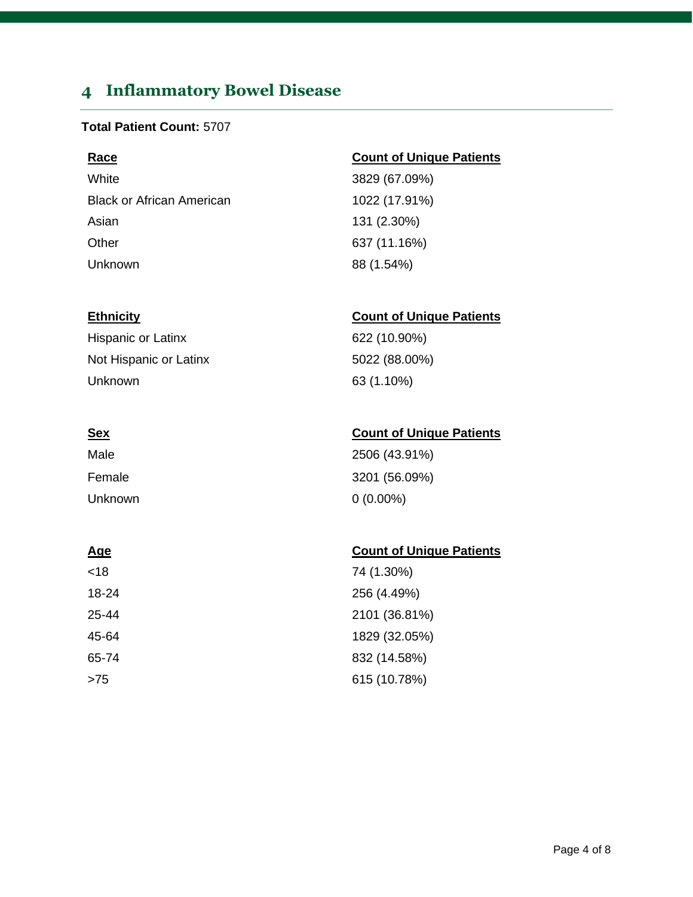## 4 Inflammatory Bowel Disease

**Total Patient Count:** 5707

| Race | Count of Unique Patients |
|---|---|
| White | 3829 (67.09%) |
| Black or African American | 1022 (17.91%) |
| Asian | 131 (2.30%) |
| Other | 637 (11.16%) |
| Unknown | 88 (1.54%) |

| Ethnicity | Count of Unique Patients |
|---|---|
| Hispanic or Latinx | 622 (10.90%) |
| Not Hispanic or Latinx | 5022 (88.00%) |
| Unknown | 63 (1.10%) |

| Sex | Count of Unique Patients |
|---|---|
| Male | 2506 (43.91%) |
| Female | 3201 (56.09%) |
| Unknown | 0 (0.00%) |

| Age | Count of Unique Patients |
|---|---|
| <18 | 74 (1.30%) |
| 18-24 | 256 (4.49%) |
| 25-44 | 2101 (36.81%) |
| 45-64 | 1829 (32.05%) |
| 65-74 | 832 (14.58%) |
| >75 | 615 (10.78%) |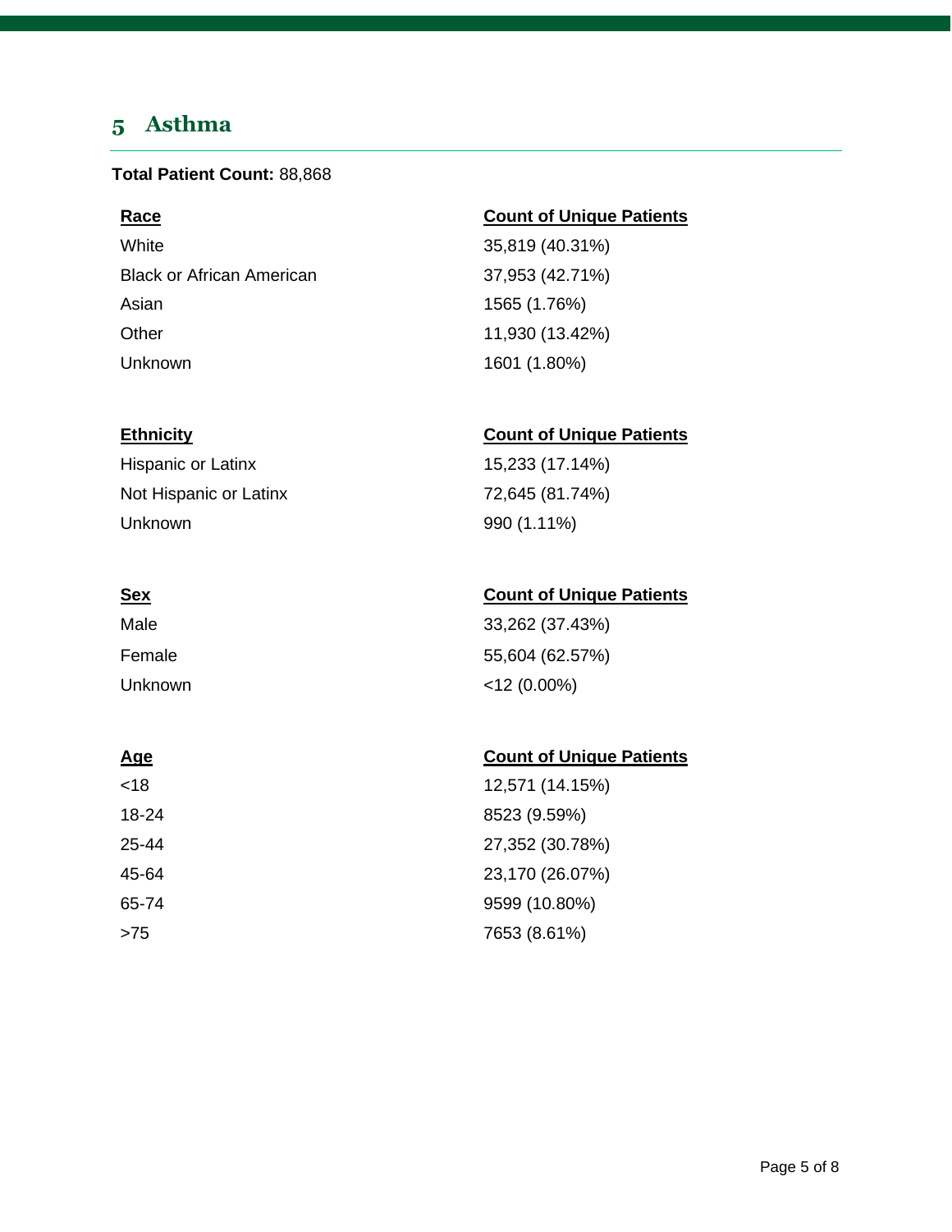## 5 Asthma

**Total Patient Count:** 88,868

| Race | Count of Unique Patients |
| --- | --- |
| White | 35,819 (40.31%) |
| Black or African American | 37,953 (42.71%) |
| Asian | 1565 (1.76%) |
| Other | 11,930 (13.42%) |
| Unknown | 1601 (1.80%) |

| Ethnicity | Count of Unique Patients |
| --- | --- |
| Hispanic or Latinx | 15,233 (17.14%) |
| Not Hispanic or Latinx | 72,645 (81.74%) |
| Unknown | 990 (1.11%) |

| Sex | Count of Unique Patients |
| --- | --- |
| Male | 33,262 (37.43%) |
| Female | 55,604 (62.57%) |
| Unknown | <12 (0.00%) |

| Age | Count of Unique Patients |
| --- | --- |
| <18 | 12,571 (14.15%) |
| 18-24 | 8523 (9.59%) |
| 25-44 | 27,352 (30.78%) |
| 45-64 | 23,170 (26.07%) |
| 65-74 | 9599 (10.80%) |
| >75 | 7653 (8.61%) |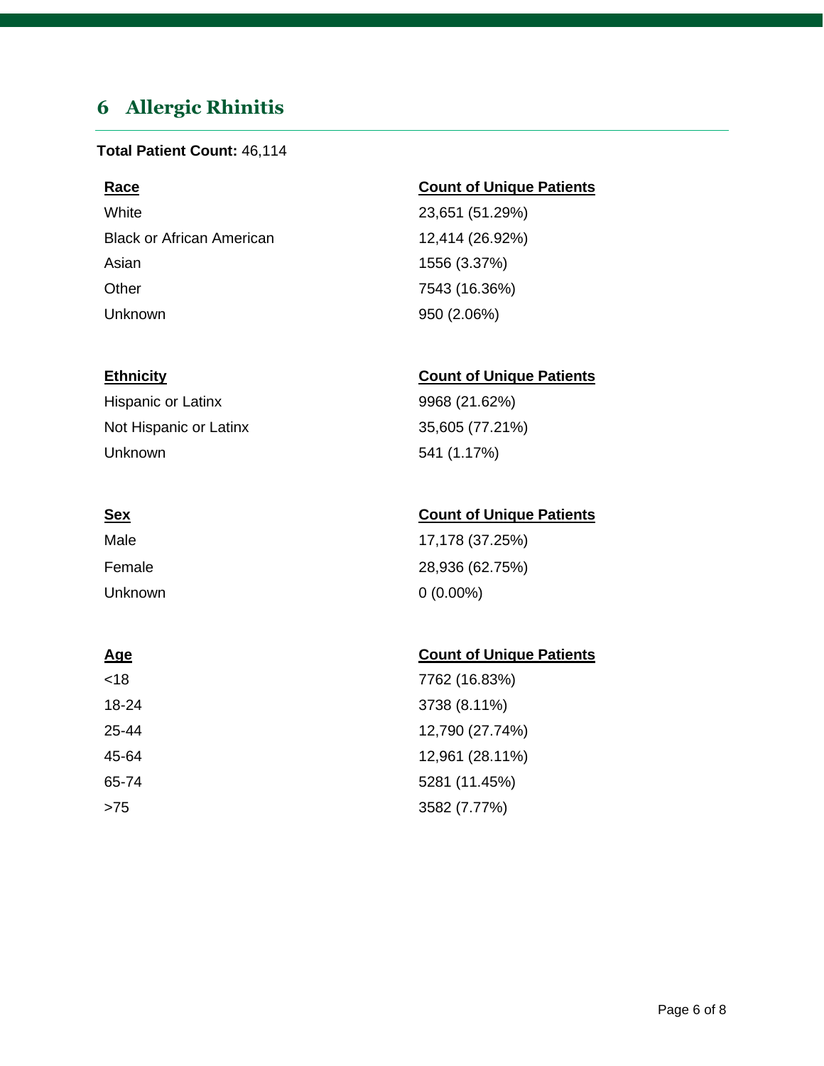## 6 Allergic Rhinitis

**Total Patient Count:** 46,114

| Race | Count of Unique Patients |
| --- | --- |
| White | 23,651 (51.29%) |
| Black or African American | 12,414 (26.92%) |
| Asian | 1556 (3.37%) |
| Other | 7543 (16.36%) |
| Unknown | 950 (2.06%) |

| Ethnicity | Count of Unique Patients |
| --- | --- |
| Hispanic or Latinx | 9968 (21.62%) |
| Not Hispanic or Latinx | 35,605 (77.21%) |
| Unknown | 541 (1.17%) |

| Sex | Count of Unique Patients |
| --- | --- |
| Male | 17,178 (37.25%) |
| Female | 28,936 (62.75%) |
| Unknown | 0 (0.00%) |

| Age | Count of Unique Patients |
| --- | --- |
| <18 | 7762 (16.83%) |
| 18-24 | 3738 (8.11%) |
| 25-44 | 12,790 (27.74%) |
| 45-64 | 12,961 (28.11%) |
| 65-74 | 5281 (11.45%) |
| >75 | 3582 (7.77%) |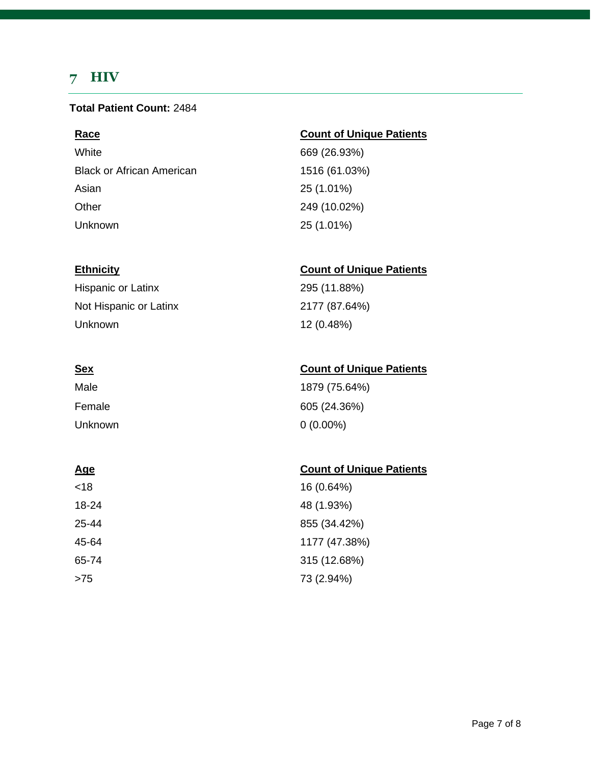## 7 HIV

**Total Patient Count:** 2484

| Race | Count of Unique Patients |
| --- | --- |
| White | 669 (26.93%) |
| Black or African American | 1516 (61.03%) |
| Asian | 25 (1.01%) |
| Other | 249 (10.02%) |
| Unknown | 25 (1.01%) |

| Ethnicity | Count of Unique Patients |
| --- | --- |
| Hispanic or Latinx | 295 (11.88%) |
| Not Hispanic or Latinx | 2177 (87.64%) |
| Unknown | 12 (0.48%) |

| Sex | Count of Unique Patients |
| --- | --- |
| Male | 1879 (75.64%) |
| Female | 605 (24.36%) |
| Unknown | 0 (0.00%) |

| Age | Count of Unique Patients |
| --- | --- |
| <18 | 16 (0.64%) |
| 18-24 | 48 (1.93%) |
| 25-44 | 855 (34.42%) |
| 45-64 | 1177 (47.38%) |
| 65-74 | 315 (12.68%) |
| >75 | 73 (2.94%) |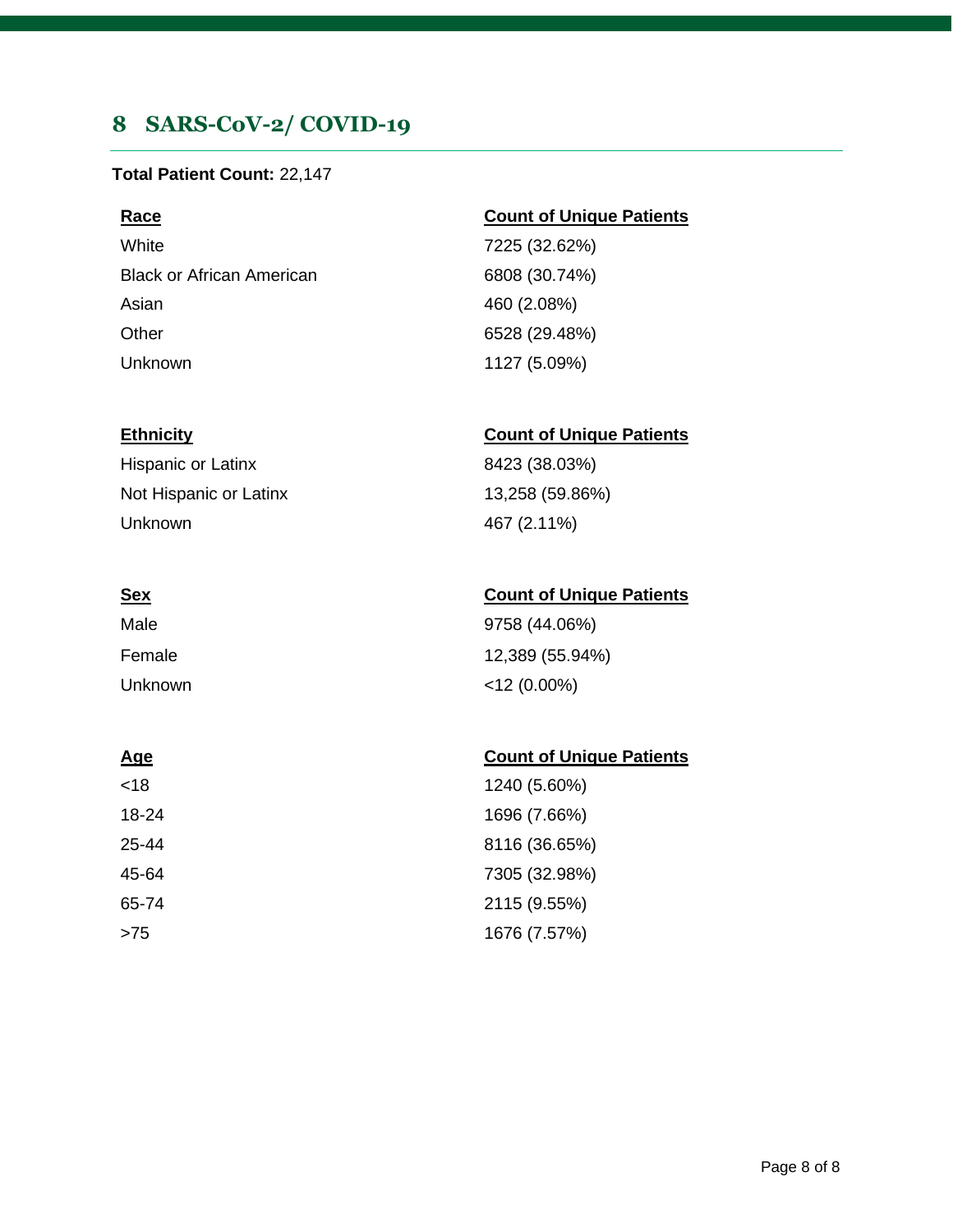## 8 SARS-CoV-2/ COVID-19

**Total Patient Count:** 22,147

| Race | Count of Unique Patients |
|---|---|
| White | 7225 (32.62%) |
| Black or African American | 6808 (30.74%) |
| Asian | 460 (2.08%) |
| Other | 6528 (29.48%) |
| Unknown | 1127 (5.09%) |

| Ethnicity | Count of Unique Patients |
|---|---|
| Hispanic or Latinx | 8423 (38.03%) |
| Not Hispanic or Latinx | 13,258 (59.86%) |
| Unknown | 467 (2.11%) |

| Sex | Count of Unique Patients |
|---|---|
| Male | 9758 (44.06%) |
| Female | 12,389 (55.94%) |
| Unknown | <12 (0.00%) |

| Age | Count of Unique Patients |
|---|---|
| <18 | 1240 (5.60%) |
| 18-24 | 1696 (7.66%) |
| 25-44 | 8116 (36.65%) |
| 45-64 | 7305 (32.98%) |
| 65-74 | 2115 (9.55%) |
| >75 | 1676 (7.57%) |